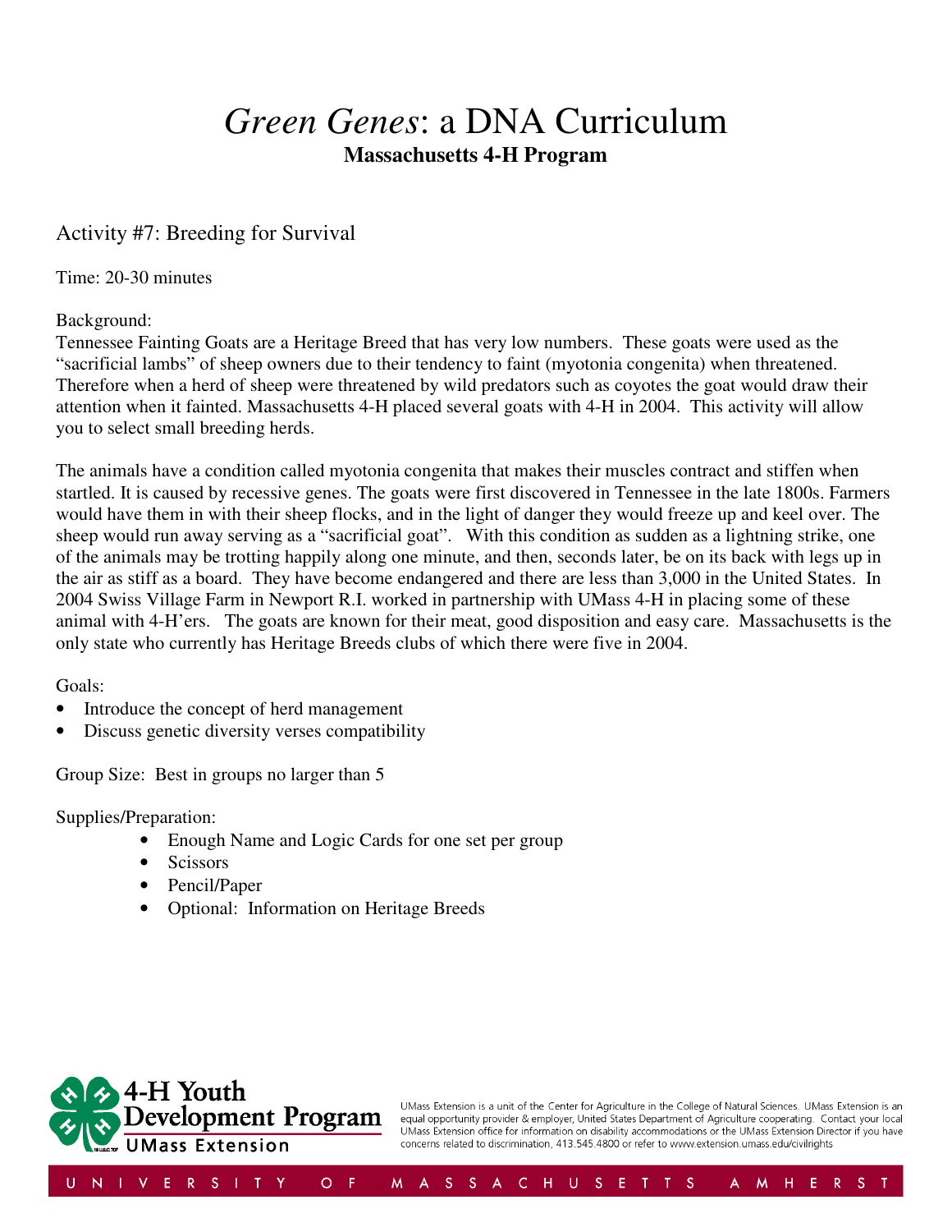# *Green Genes*: a DNA Curriculum

**Massachusetts 4-H Program**

## Activity #7: Breeding for Survival

Time: 20-30 minutes

Background:
Tennessee Fainting Goats are a Heritage Breed that has very low numbers. These goats were used as the "sacrificial lambs" of sheep owners due to their tendency to faint (myotonia congenita) when threatened. Therefore when a herd of sheep were threatened by wild predators such as coyotes the goat would draw their attention when it fainted. Massachusetts 4-H placed several goats with 4-H in 2004. This activity will allow you to select small breeding herds.

The animals have a condition called myotonia congenita that makes their muscles contract and stiffen when startled. It is caused by recessive genes. The goats were first discovered in Tennessee in the late 1800s. Farmers would have them in with their sheep flocks, and in the light of danger they would freeze up and keel over. The sheep would run away serving as a "sacrificial goat". With this condition as sudden as a lightning strike, one of the animals may be trotting happily along one minute, and then, seconds later, be on its back with legs up in the air as stiff as a board. They have become endangered and there are less than 3,000 in the United States. In 2004 Swiss Village Farm in Newport R.I. worked in partnership with UMass 4-H in placing some of these animal with 4-H'ers. The goats are known for their meat, good disposition and easy care. Massachusetts is the only state who currently has Heritage Breeds clubs of which there were five in 2004.

Goals:
- Introduce the concept of herd management
- Discuss genetic diversity verses compatibility

Group Size: Best in groups no larger than 5

Supplies/Preparation:
- Enough Name and Logic Cards for one set per group
- Scissors
- Pencil/Paper
- Optional: Information on Heritage Breeds

**4-H Youth Development Program**
UMass Extension

UMass Extension is a unit of the Center for Agriculture in the College of Natural Sciences. UMass Extension is an equal opportunity provider & employer, United States Department of Agriculture cooperating. Contact your local UMass Extension office for information on disability accommodations or the UMass Extension Director if you have concerns related to discrimination, 413.545.4800 or refer to www.extension.umass.edu/civilrights

UNIVERSITY OF MASSACHUSETTS AMHERST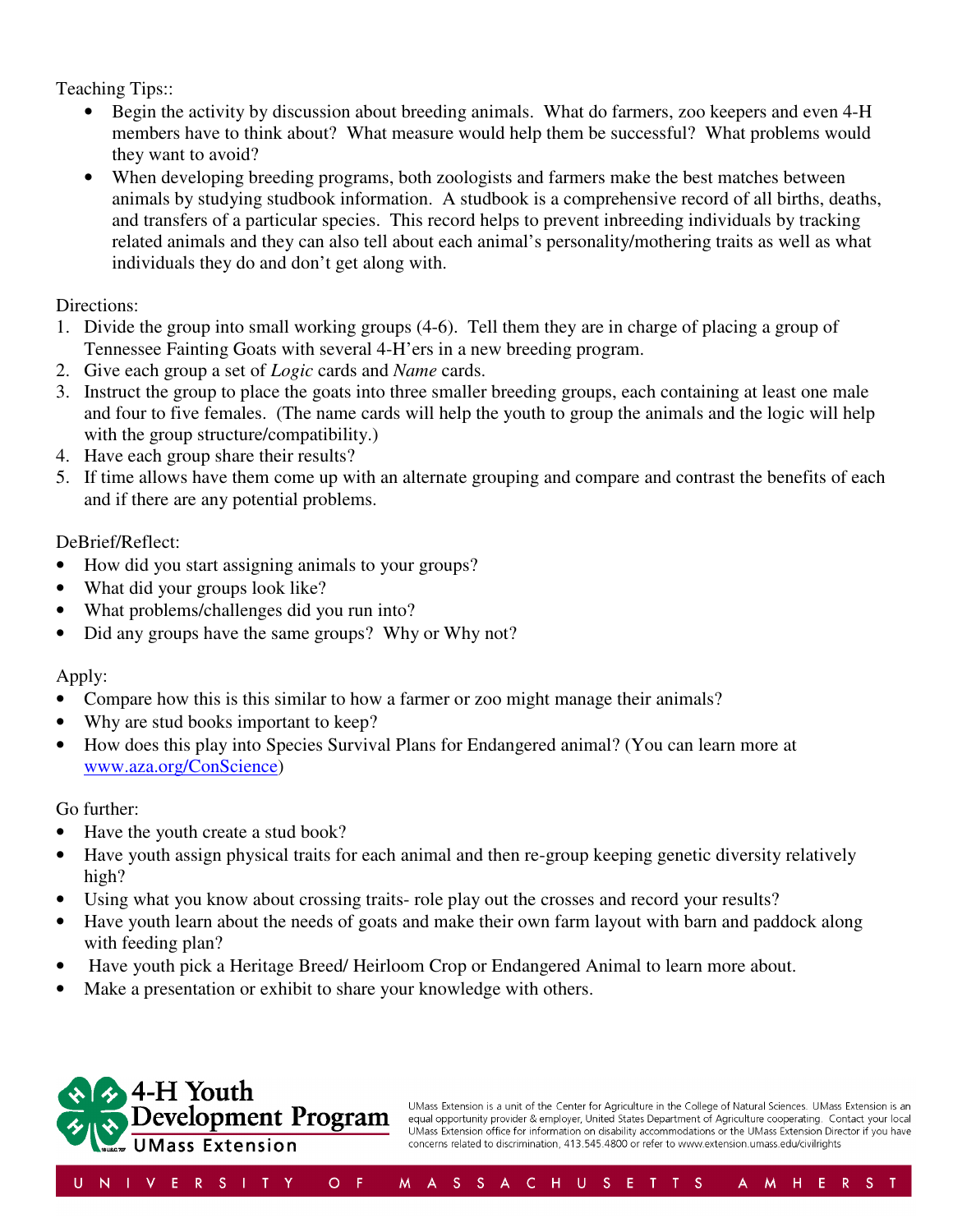Teaching Tips::

- Begin the activity by discussion about breeding animals. What do farmers, zoo keepers and even 4-H members have to think about? What measure would help them be successful? What problems would they want to avoid?
- When developing breeding programs, both zoologists and farmers make the best matches between animals by studying studbook information. A studbook is a comprehensive record of all births, deaths, and transfers of a particular species. This record helps to prevent inbreeding individuals by tracking related animals and they can also tell about each animal's personality/mothering traits as well as what individuals they do and don't get along with.

Directions:

1. Divide the group into small working groups (4-6). Tell them they are in charge of placing a group of Tennessee Fainting Goats with several 4-H'ers in a new breeding program.
2. Give each group a set of *Logic* cards and *Name* cards.
3. Instruct the group to place the goats into three smaller breeding groups, each containing at least one male and four to five females. (The name cards will help the youth to group the animals and the logic will help with the group structure/compatibility.)
4. Have each group share their results?
5. If time allows have them come up with an alternate grouping and compare and contrast the benefits of each and if there are any potential problems.

DeBrief/Reflect:

- How did you start assigning animals to your groups?
- What did your groups look like?
- What problems/challenges did you run into?
- Did any groups have the same groups? Why or Why not?

Apply:

- Compare how this is this similar to how a farmer or zoo might manage their animals?
- Why are stud books important to keep?
- How does this play into Species Survival Plans for Endangered animal? (You can learn more at www.aza.org/ConScience)

Go further:

- Have the youth create a stud book?
- Have youth assign physical traits for each animal and then re-group keeping genetic diversity relatively high?
- Using what you know about crossing traits- role play out the crosses and record your results?
- Have youth learn about the needs of goats and make their own farm layout with barn and paddock along with feeding plan?
- Have youth pick a Heritage Breed/ Heirloom Crop or Endangered Animal to learn more about.
- Make a presentation or exhibit to share your knowledge with others.

4-H Youth Development Program
UMass Extension

UMass Extension is a unit of the Center for Agriculture in the College of Natural Sciences. UMass Extension is an equal opportunity provider & employer, United States Department of Agriculture cooperating. Contact your local UMass Extension office for information on disability accommodations or the UMass Extension Director if you have concerns related to discrimination, 413.545.4800 or refer to www.extension.umass.edu/civilrights

UNIVERSITY OF MASSACHUSETTS AMHERST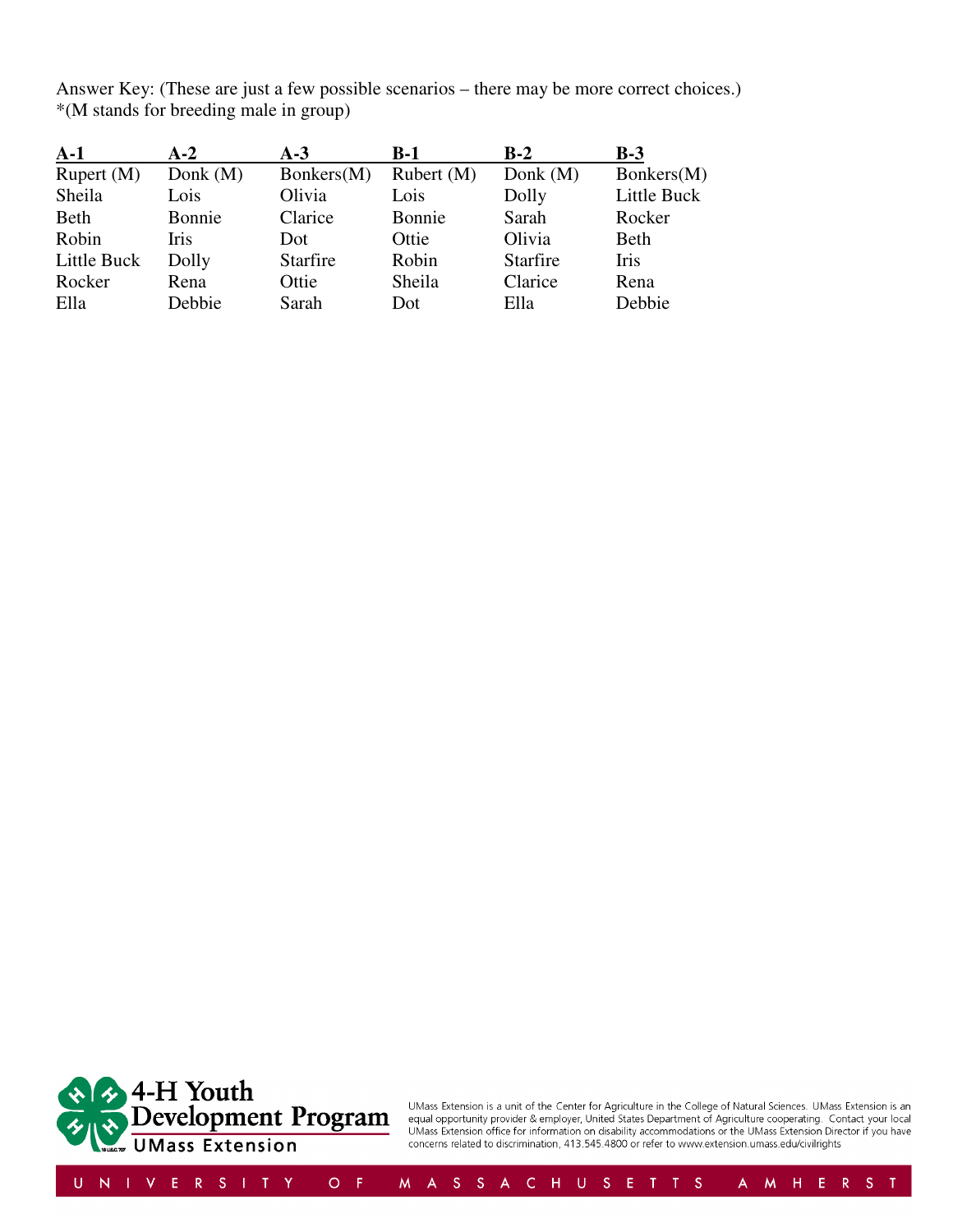Answer Key: (These are just a few possible scenarios – there may be more correct choices.)
*(M stands for breeding male in group)

| A-1 | A-2 | A-3 | B-1 | B-2 | B-3 |
|---|---|---|---|---|---|
| Rupert (M) | Donk (M) | Bonkers(M) | Rubert (M) | Donk (M) | Bonkers(M) |
| Sheila | Lois | Olivia | Lois | Dolly | Little Buck |
| Beth | Bonnie | Clarice | Bonnie | Sarah | Rocker |
| Robin | Iris | Dot | Ottie | Olivia | Beth |
| Little Buck | Dolly | Starfire | Robin | Starfire | Iris |
| Rocker | Rena | Ottie | Sheila | Clarice | Rena |
| Ella | Debbie | Sarah | Dot | Ella | Debbie |

4-H Youth Development Program
UMass Extension

UMass Extension is a unit of the Center for Agriculture in the College of Natural Sciences. UMass Extension is an equal opportunity provider & employer, United States Department of Agriculture cooperating. Contact your local UMass Extension office for information on disability accommodations or the UMass Extension Director if you have concerns related to discrimination, 413.545.4800 or refer to www.extension.umass.edu/civilrights

UNIVERSITY OF MASSACHUSETTS AMHERST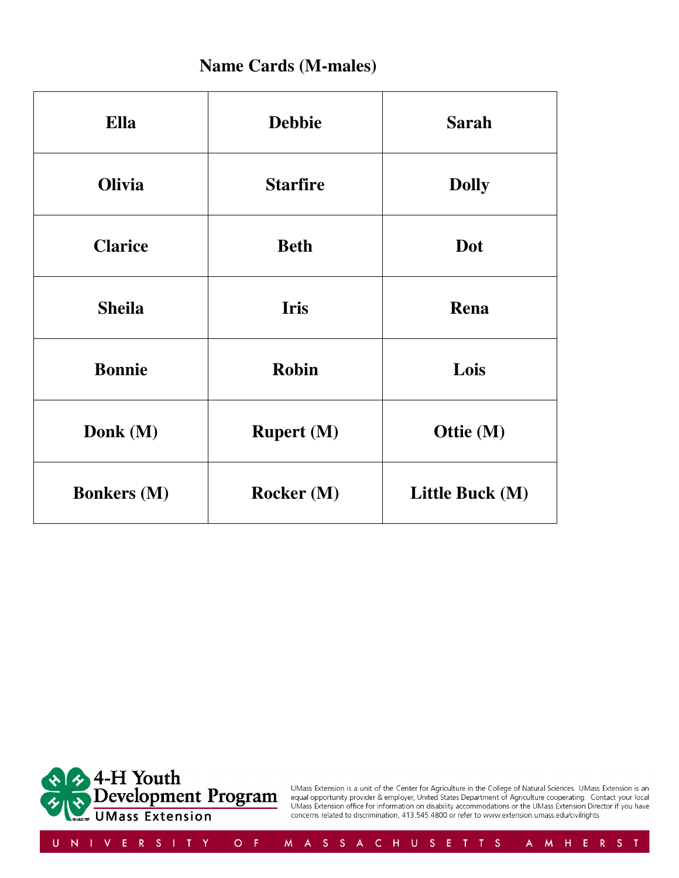## Name Cards (M-males)

| | | |
|---|---|---|
| Ella | Debbie | Sarah |
| Olivia | Starfire | Dolly |
| Clarice | Beth | Dot |
| Sheila | Iris | Rena |
| Bonnie | Robin | Lois |
| Donk (M) | Rupert (M) | Ottie (M) |
| Bonkers (M) | Rocker (M) | Little Buck (M) |

4-H Youth Development Program
UMass Extension

UMass Extension is a unit of the Center for Agriculture in the College of Natural Sciences. UMass Extension is an equal opportunity provider & employer, United States Department of Agriculture cooperating. Contact your local UMass Extension office for information on disability accommodations or the UMass Extension Director if you have concerns related to discrimination, 413.545.4800 or refer to www.extension.umass.edu/civilrights

UNIVERSITY OF MASSACHUSETTS AMHERST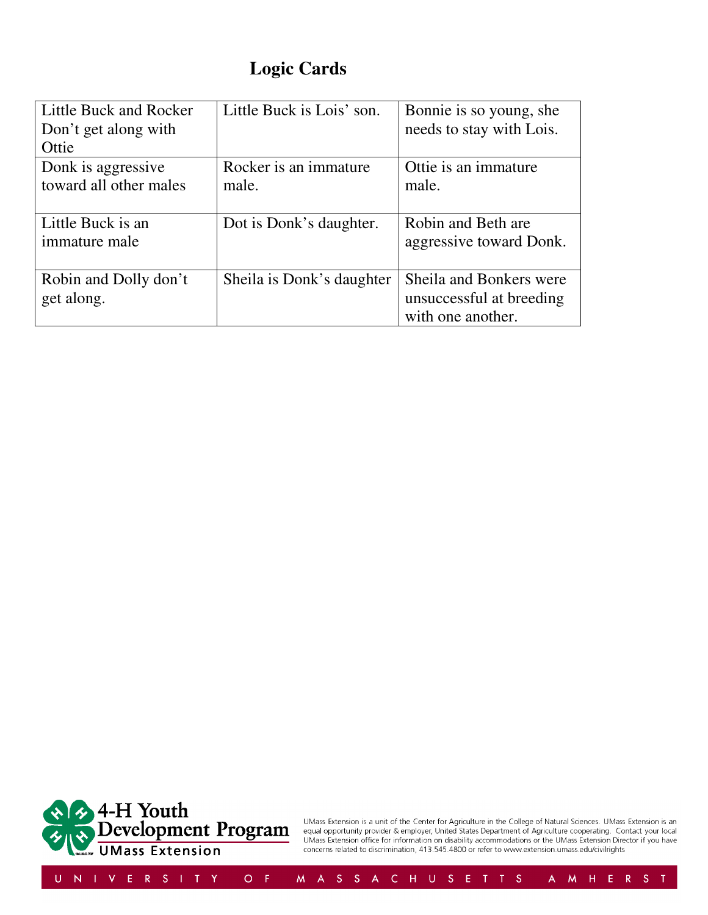# Logic Cards

| | | |
|---|---|---|
| Little Buck and Rocker Don't get along with Ottie | Little Buck is Lois' son. | Bonnie is so young, she needs to stay with Lois. |
| Donk is aggressive toward all other males | Rocker is an immature male. | Ottie is an immature male. |
| Little Buck is an immature male | Dot is Donk's daughter. | Robin and Beth are aggressive toward Donk. |
| Robin and Dolly don't get along. | Sheila is Donk's daughter | Sheila and Bonkers were unsuccessful at breeding with one another. |

4-H Youth Development Program
UMass Extension

UMass Extension is a unit of the Center for Agriculture in the College of Natural Sciences. UMass Extension is an equal opportunity provider & employer, United States Department of Agriculture cooperating. Contact your local UMass Extension office for information on disability accommodations or the UMass Extension Director if you have concerns related to discrimination, 413.545.4800 or refer to www.extension.umass.edu/civilrights

UNIVERSITY OF MASSACHUSETTS AMHERST